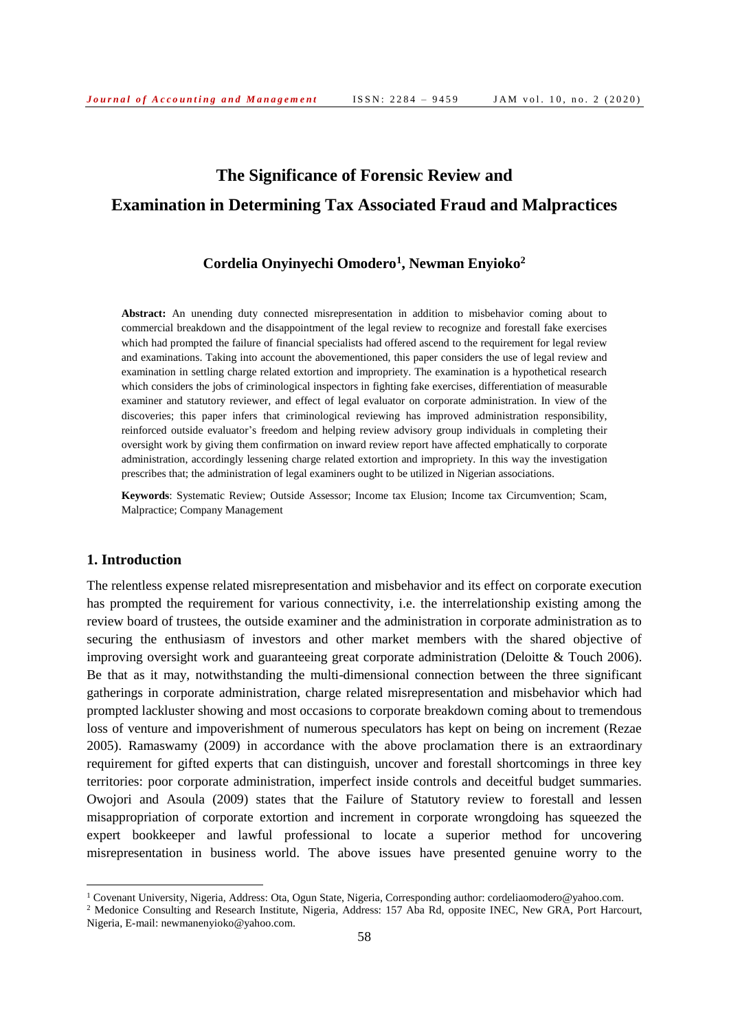# The Significance of Forensic Review and Examination in Determining Tax Associated Fraud and Malpractices

**Cordelia Onyinyechi Omodero[1], Newman Enyioko[2]**

**Abstract:** An unending duty connected misrepresentation in addition to misbehavior coming about to commercial breakdown and the disappointment of the legal review to recognize and forestall fake exercises which had prompted the failure of financial specialists had offered ascend to the requirement for legal review and examinations. Taking into account the abovementioned, this paper considers the use of legal review and examination in settling charge related extortion and impropriety. The examination is a hypothetical research which considers the jobs of criminological inspectors in fighting fake exercises, differentiation of measurable examiner and statutory reviewer, and effect of legal evaluator on corporate administration. In view of the discoveries; this paper infers that criminological reviewing has improved administration responsibility, reinforced outside evaluator's freedom and helping review advisory group individuals in completing their oversight work by giving them confirmation on inward review report have affected emphatically to corporate administration, accordingly lessening charge related extortion and impropriety. In this way the investigation prescribes that; the administration of legal examiners ought to be utilized in Nigerian associations.

**Keywords**: Systematic Review; Outside Assessor; Income tax Elusion; Income tax Circumvention; Scam, Malpractice; Company Management

## 1. Introduction

The relentless expense related misrepresentation and misbehavior and its effect on corporate execution has prompted the requirement for various connectivity, i.e. the interrelationship existing among the review board of trustees, the outside examiner and the administration in corporate administration as to securing the enthusiasm of investors and other market members with the shared objective of improving oversight work and guaranteeing great corporate administration (Deloitte & Touch 2006). Be that as it may, notwithstanding the multi-dimensional connection between the three significant gatherings in corporate administration, charge related misrepresentation and misbehavior which had prompted lackluster showing and most occasions to corporate breakdown coming about to tremendous loss of venture and impoverishment of numerous speculators has kept on being on increment (Rezae 2005). Ramaswamy (2009) in accordance with the above proclamation there is an extraordinary requirement for gifted experts that can distinguish, uncover and forestall shortcomings in three key territories: poor corporate administration, imperfect inside controls and deceitful budget summaries. Owojori and Asoula (2009) states that the Failure of Statutory review to forestall and lessen misappropriation of corporate extortion and increment in corporate wrongdoing has squeezed the expert bookkeeper and lawful professional to locate a superior method for uncovering misrepresentation in business world. The above issues have presented genuine worry to the

[1] Covenant University, Nigeria, Address: Ota, Ogun State, Nigeria, Corresponding author: cordeliaomodero@yahoo.com.

[2] Medonice Consulting and Research Institute, Nigeria, Address: 157 Aba Rd, opposite INEC, New GRA, Port Harcourt, Nigeria, E-mail: newmanenyioko@yahoo.com.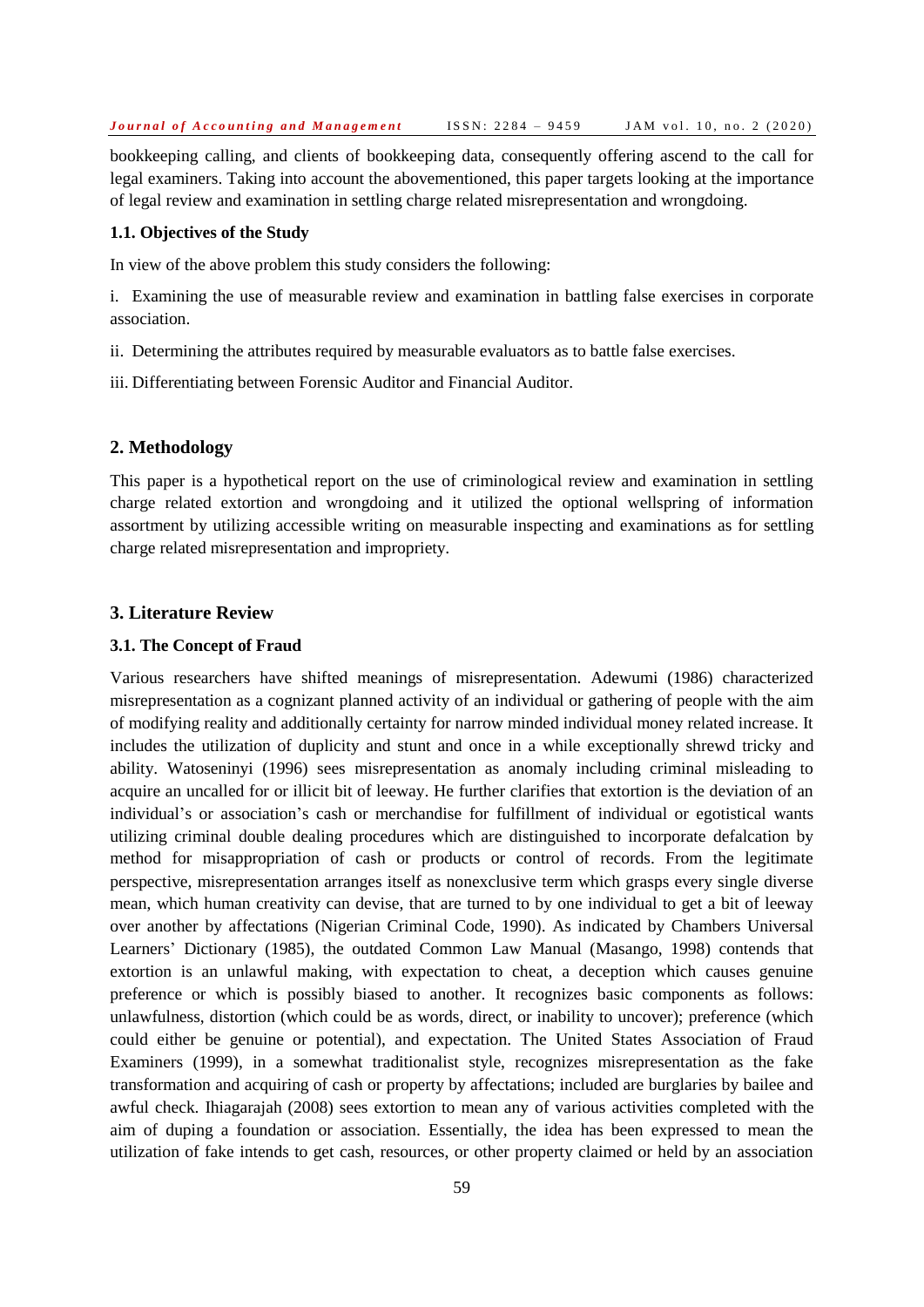bookkeeping calling, and clients of bookkeeping data, consequently offering ascend to the call for legal examiners. Taking into account the abovementioned, this paper targets looking at the importance of legal review and examination in settling charge related misrepresentation and wrongdoing.

### 1.1. Objectives of the Study

In view of the above problem this study considers the following:

i. Examining the use of measurable review and examination in battling false exercises in corporate association.

ii. Determining the attributes required by measurable evaluators as to battle false exercises.

iii. Differentiating between Forensic Auditor and Financial Auditor.

## 2. Methodology

This paper is a hypothetical report on the use of criminological review and examination in settling charge related extortion and wrongdoing and it utilized the optional wellspring of information assortment by utilizing accessible writing on measurable inspecting and examinations as for settling charge related misrepresentation and impropriety.

## 3. Literature Review

### 3.1. The Concept of Fraud

Various researchers have shifted meanings of misrepresentation. Adewumi (1986) characterized misrepresentation as a cognizant planned activity of an individual or gathering of people with the aim of modifying reality and additionally certainty for narrow minded individual money related increase. It includes the utilization of duplicity and stunt and once in a while exceptionally shrewd tricky and ability. Watoseninyi (1996) sees misrepresentation as anomaly including criminal misleading to acquire an uncalled for or illicit bit of leeway. He further clarifies that extortion is the deviation of an individual's or association's cash or merchandise for fulfillment of individual or egotistical wants utilizing criminal double dealing procedures which are distinguished to incorporate defalcation by method for misappropriation of cash or products or control of records. From the legitimate perspective, misrepresentation arranges itself as nonexclusive term which grasps every single diverse mean, which human creativity can devise, that are turned to by one individual to get a bit of leeway over another by affectations (Nigerian Criminal Code, 1990). As indicated by Chambers Universal Learners' Dictionary (1985), the outdated Common Law Manual (Masango, 1998) contends that extortion is an unlawful making, with expectation to cheat, a deception which causes genuine preference or which is possibly biased to another. It recognizes basic components as follows: unlawfulness, distortion (which could be as words, direct, or inability to uncover); preference (which could either be genuine or potential), and expectation. The United States Association of Fraud Examiners (1999), in a somewhat traditionalist style, recognizes misrepresentation as the fake transformation and acquiring of cash or property by affectations; included are burglaries by bailee and awful check. Ihiagarajah (2008) sees extortion to mean any of various activities completed with the aim of duping a foundation or association. Essentially, the idea has been expressed to mean the utilization of fake intends to get cash, resources, or other property claimed or held by an association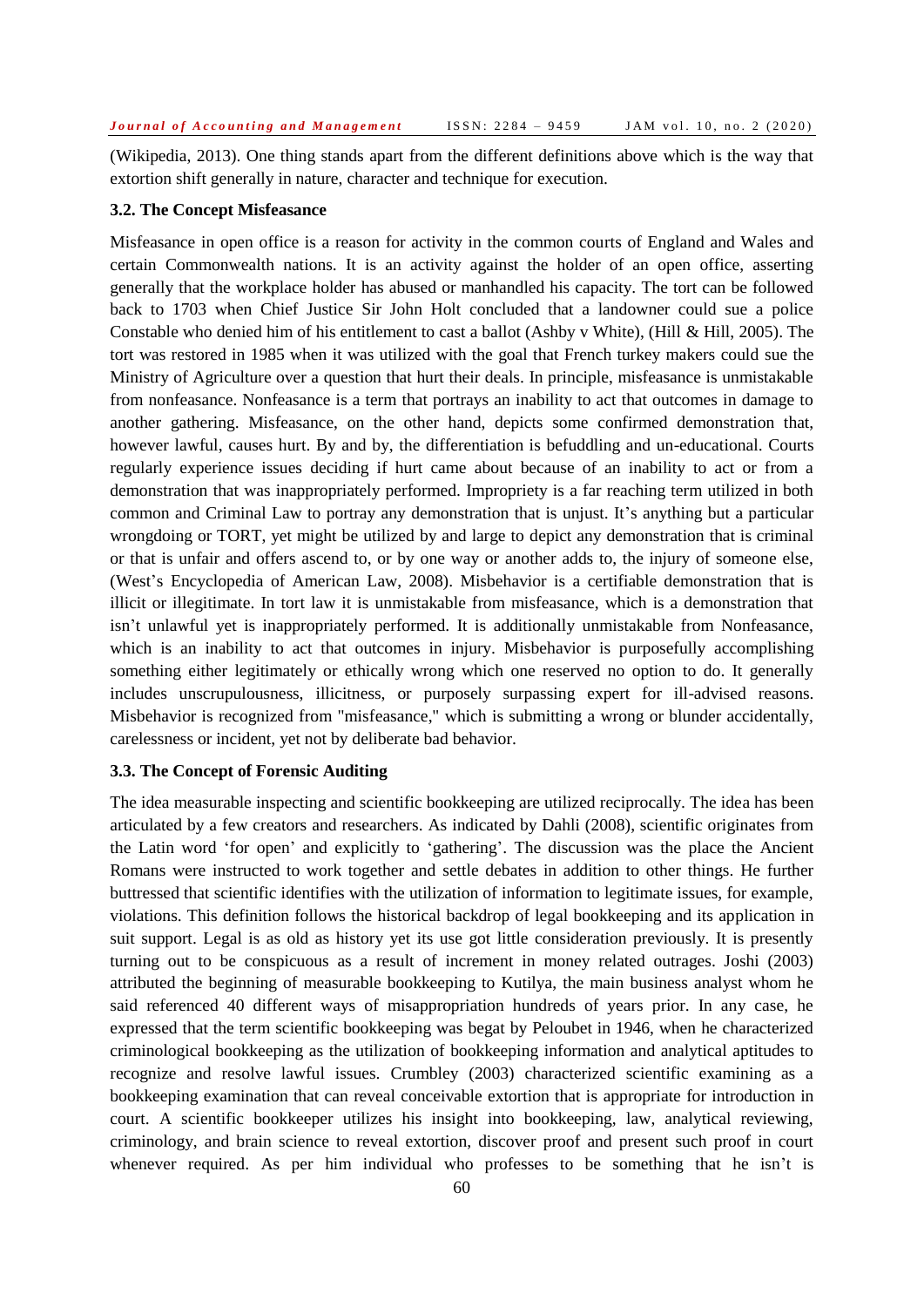(Wikipedia, 2013). One thing stands apart from the different definitions above which is the way that extortion shift generally in nature, character and technique for execution.

### 3.2. The Concept Misfeasance

Misfeasance in open office is a reason for activity in the common courts of England and Wales and certain Commonwealth nations. It is an activity against the holder of an open office, asserting generally that the workplace holder has abused or manhandled his capacity. The tort can be followed back to 1703 when Chief Justice Sir John Holt concluded that a landowner could sue a police Constable who denied him of his entitlement to cast a ballot (Ashby v White), (Hill & Hill, 2005). The tort was restored in 1985 when it was utilized with the goal that French turkey makers could sue the Ministry of Agriculture over a question that hurt their deals. In principle, misfeasance is unmistakable from nonfeasance. Nonfeasance is a term that portrays an inability to act that outcomes in damage to another gathering. Misfeasance, on the other hand, depicts some confirmed demonstration that, however lawful, causes hurt. By and by, the differentiation is befuddling and un-educational. Courts regularly experience issues deciding if hurt came about because of an inability to act or from a demonstration that was inappropriately performed. Impropriety is a far reaching term utilized in both common and Criminal Law to portray any demonstration that is unjust. It's anything but a particular wrongdoing or TORT, yet might be utilized by and large to depict any demonstration that is criminal or that is unfair and offers ascend to, or by one way or another adds to, the injury of someone else, (West's Encyclopedia of American Law, 2008). Misbehavior is a certifiable demonstration that is illicit or illegitimate. In tort law it is unmistakable from misfeasance, which is a demonstration that isn't unlawful yet is inappropriately performed. It is additionally unmistakable from Nonfeasance, which is an inability to act that outcomes in injury. Misbehavior is purposefully accomplishing something either legitimately or ethically wrong which one reserved no option to do. It generally includes unscrupulousness, illicitness, or purposely surpassing expert for ill-advised reasons. Misbehavior is recognized from "misfeasance," which is submitting a wrong or blunder accidentally, carelessness or incident, yet not by deliberate bad behavior.

### 3.3. The Concept of Forensic Auditing

The idea measurable inspecting and scientific bookkeeping are utilized reciprocally. The idea has been articulated by a few creators and researchers. As indicated by Dahli (2008), scientific originates from the Latin word 'for open' and explicitly to 'gathering'. The discussion was the place the Ancient Romans were instructed to work together and settle debates in addition to other things. He further buttressed that scientific identifies with the utilization of information to legitimate issues, for example, violations. This definition follows the historical backdrop of legal bookkeeping and its application in suit support. Legal is as old as history yet its use got little consideration previously. It is presently turning out to be conspicuous as a result of increment in money related outrages. Joshi (2003) attributed the beginning of measurable bookkeeping to Kutilya, the main business analyst whom he said referenced 40 different ways of misappropriation hundreds of years prior. In any case, he expressed that the term scientific bookkeeping was begat by Peloubet in 1946, when he characterized criminological bookkeeping as the utilization of bookkeeping information and analytical aptitudes to recognize and resolve lawful issues. Crumbley (2003) characterized scientific examining as a bookkeeping examination that can reveal conceivable extortion that is appropriate for introduction in court. A scientific bookkeeper utilizes his insight into bookkeeping, law, analytical reviewing, criminology, and brain science to reveal extortion, discover proof and present such proof in court whenever required. As per him individual who professes to be something that he isn't is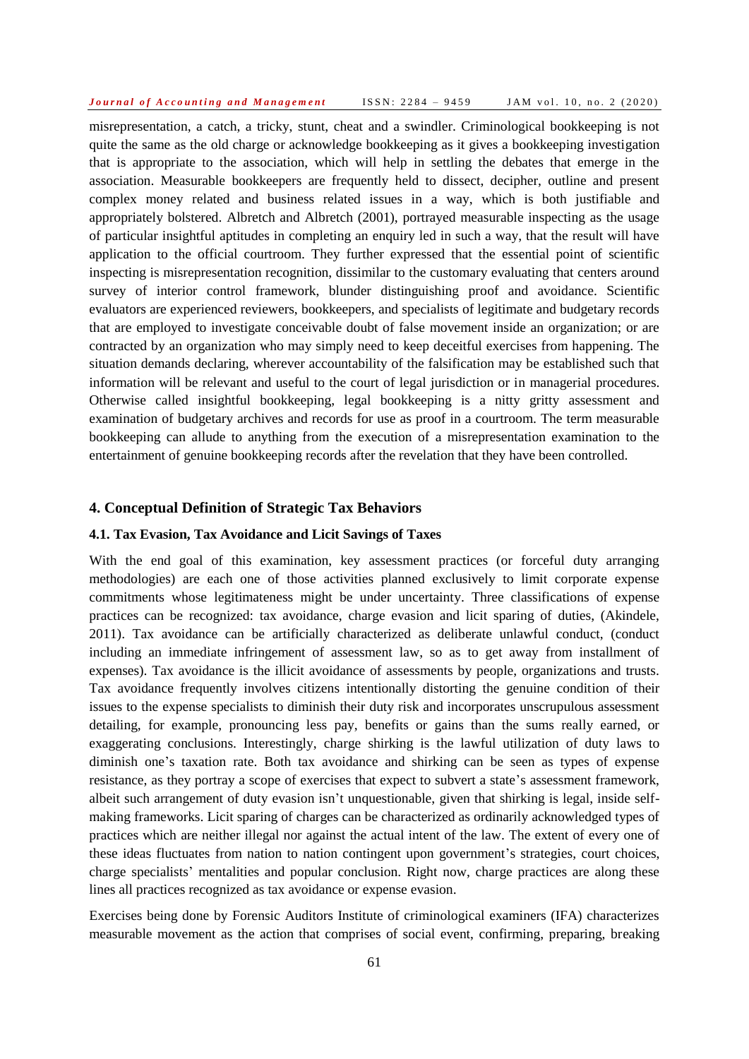misrepresentation, a catch, a tricky, stunt, cheat and a swindler. Criminological bookkeeping is not quite the same as the old charge or acknowledge bookkeeping as it gives a bookkeeping investigation that is appropriate to the association, which will help in settling the debates that emerge in the association. Measurable bookkeepers are frequently held to dissect, decipher, outline and present complex money related and business related issues in a way, which is both justifiable and appropriately bolstered. Albretch and Albretch (2001), portrayed measurable inspecting as the usage of particular insightful aptitudes in completing an enquiry led in such a way, that the result will have application to the official courtroom. They further expressed that the essential point of scientific inspecting is misrepresentation recognition, dissimilar to the customary evaluating that centers around survey of interior control framework, blunder distinguishing proof and avoidance. Scientific evaluators are experienced reviewers, bookkeepers, and specialists of legitimate and budgetary records that are employed to investigate conceivable doubt of false movement inside an organization; or are contracted by an organization who may simply need to keep deceitful exercises from happening. The situation demands declaring, wherever accountability of the falsification may be established such that information will be relevant and useful to the court of legal jurisdiction or in managerial procedures. Otherwise called insightful bookkeeping, legal bookkeeping is a nitty gritty assessment and examination of budgetary archives and records for use as proof in a courtroom. The term measurable bookkeeping can allude to anything from the execution of a misrepresentation examination to the entertainment of genuine bookkeeping records after the revelation that they have been controlled.

## 4. Conceptual Definition of Strategic Tax Behaviors

### 4.1. Tax Evasion, Tax Avoidance and Licit Savings of Taxes

With the end goal of this examination, key assessment practices (or forceful duty arranging methodologies) are each one of those activities planned exclusively to limit corporate expense commitments whose legitimateness might be under uncertainty. Three classifications of expense practices can be recognized: tax avoidance, charge evasion and licit sparing of duties, (Akindele, 2011). Tax avoidance can be artificially characterized as deliberate unlawful conduct, (conduct including an immediate infringement of assessment law, so as to get away from installment of expenses). Tax avoidance is the illicit avoidance of assessments by people, organizations and trusts. Tax avoidance frequently involves citizens intentionally distorting the genuine condition of their issues to the expense specialists to diminish their duty risk and incorporates unscrupulous assessment detailing, for example, pronouncing less pay, benefits or gains than the sums really earned, or exaggerating conclusions. Interestingly, charge shirking is the lawful utilization of duty laws to diminish one's taxation rate. Both tax avoidance and shirking can be seen as types of expense resistance, as they portray a scope of exercises that expect to subvert a state's assessment framework, albeit such arrangement of duty evasion isn't unquestionable, given that shirking is legal, inside self-making frameworks. Licit sparing of charges can be characterized as ordinarily acknowledged types of practices which are neither illegal nor against the actual intent of the law. The extent of every one of these ideas fluctuates from nation to nation contingent upon government's strategies, court choices, charge specialists' mentalities and popular conclusion. Right now, charge practices are along these lines all practices recognized as tax avoidance or expense evasion.

Exercises being done by Forensic Auditors Institute of criminological examiners (IFA) characterizes measurable movement as the action that comprises of social event, confirming, preparing, breaking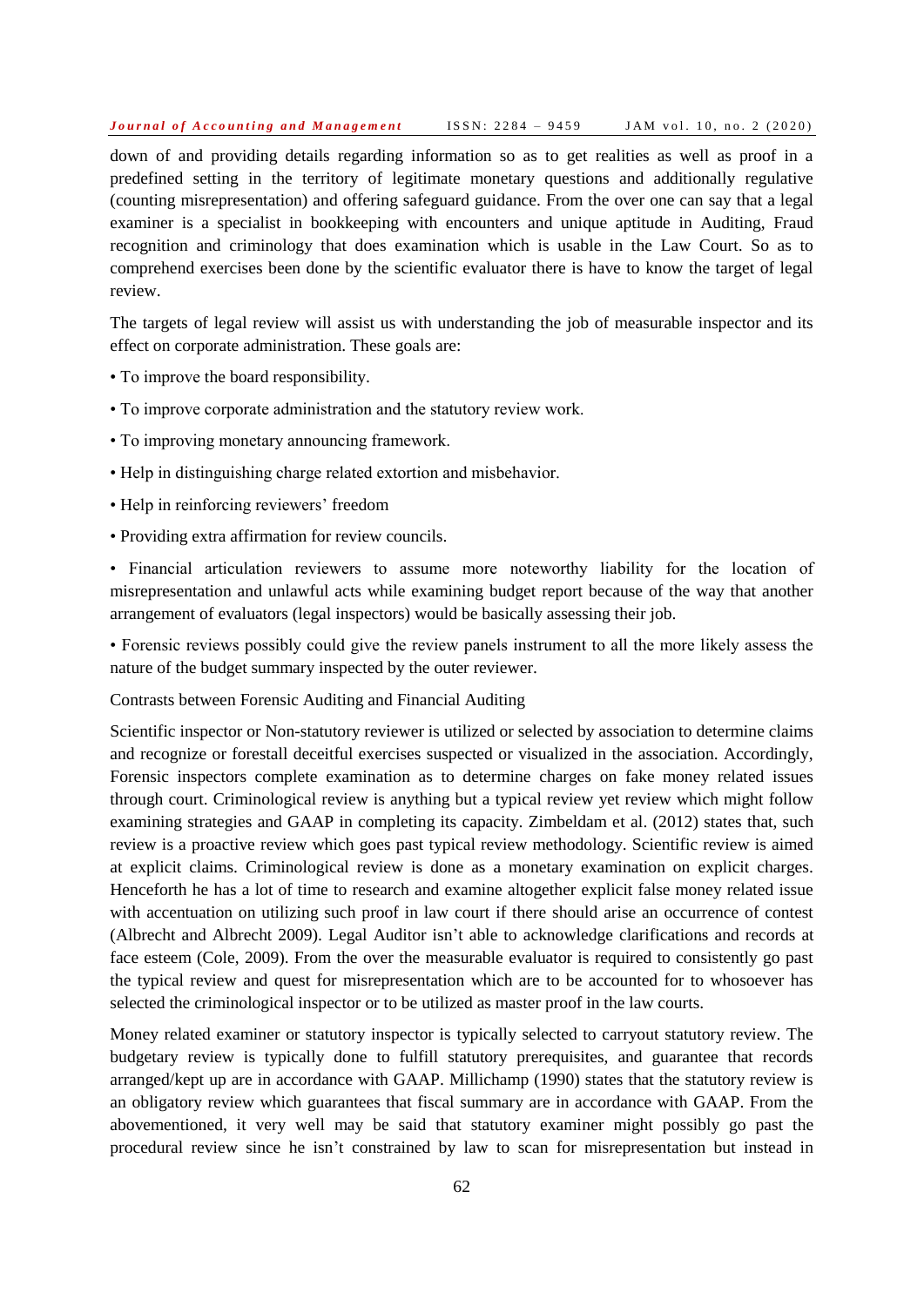down of and providing details regarding information so as to get realities as well as proof in a predefined setting in the territory of legitimate monetary questions and additionally regulative (counting misrepresentation) and offering safeguard guidance. From the over one can say that a legal examiner is a specialist in bookkeeping with encounters and unique aptitude in Auditing, Fraud recognition and criminology that does examination which is usable in the Law Court. So as to comprehend exercises been done by the scientific evaluator there is have to know the target of legal review.

The targets of legal review will assist us with understanding the job of measurable inspector and its effect on corporate administration. These goals are:

- To improve the board responsibility.
- To improve corporate administration and the statutory review work.
- To improving monetary announcing framework.
- Help in distinguishing charge related extortion and misbehavior.
- Help in reinforcing reviewers' freedom
- Providing extra affirmation for review councils.
- Financial articulation reviewers to assume more noteworthy liability for the location of misrepresentation and unlawful acts while examining budget report because of the way that another arrangement of evaluators (legal inspectors) would be basically assessing their job.
- Forensic reviews possibly could give the review panels instrument to all the more likely assess the nature of the budget summary inspected by the outer reviewer.

Contrasts between Forensic Auditing and Financial Auditing

Scientific inspector or Non-statutory reviewer is utilized or selected by association to determine claims and recognize or forestall deceitful exercises suspected or visualized in the association. Accordingly, Forensic inspectors complete examination as to determine charges on fake money related issues through court. Criminological review is anything but a typical review yet review which might follow examining strategies and GAAP in completing its capacity. Zimbeldam et al. (2012) states that, such review is a proactive review which goes past typical review methodology. Scientific review is aimed at explicit claims. Criminological review is done as a monetary examination on explicit charges. Henceforth he has a lot of time to research and examine altogether explicit false money related issue with accentuation on utilizing such proof in law court if there should arise an occurrence of contest (Albrecht and Albrecht 2009). Legal Auditor isn't able to acknowledge clarifications and records at face esteem (Cole, 2009). From the over the measurable evaluator is required to consistently go past the typical review and quest for misrepresentation which are to be accounted for to whosoever has selected the criminological inspector or to be utilized as master proof in the law courts.

Money related examiner or statutory inspector is typically selected to carryout statutory review. The budgetary review is typically done to fulfill statutory prerequisites, and guarantee that records arranged/kept up are in accordance with GAAP. Millichamp (1990) states that the statutory review is an obligatory review which guarantees that fiscal summary are in accordance with GAAP. From the abovementioned, it very well may be said that statutory examiner might possibly go past the procedural review since he isn't constrained by law to scan for misrepresentation but instead in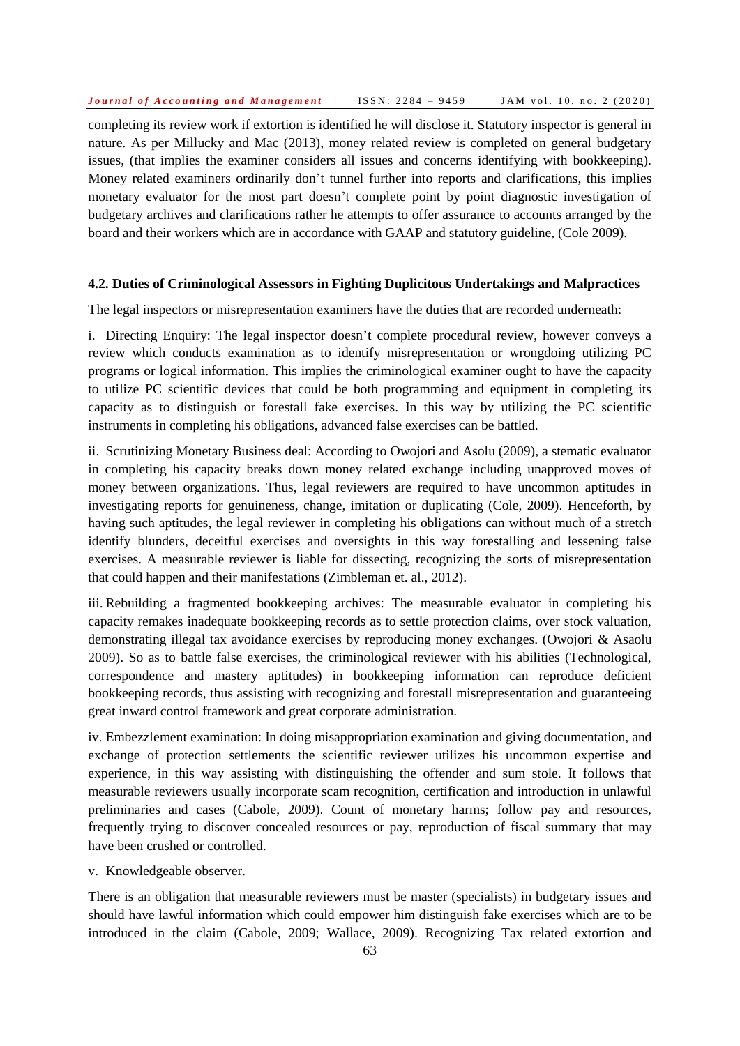completing its review work if extortion is identified he will disclose it. Statutory inspector is general in nature. As per Millucky and Mac (2013), money related review is completed on general budgetary issues, (that implies the examiner considers all issues and concerns identifying with bookkeeping). Money related examiners ordinarily don't tunnel further into reports and clarifications, this implies monetary evaluator for the most part doesn't complete point by point diagnostic investigation of budgetary archives and clarifications rather he attempts to offer assurance to accounts arranged by the board and their workers which are in accordance with GAAP and statutory guideline, (Cole 2009).

### 4.2. Duties of Criminological Assessors in Fighting Duplicitous Undertakings and Malpractices

The legal inspectors or misrepresentation examiners have the duties that are recorded underneath:

i. Directing Enquiry: The legal inspector doesn't complete procedural review, however conveys a review which conducts examination as to identify misrepresentation or wrongdoing utilizing PC programs or logical information. This implies the criminological examiner ought to have the capacity to utilize PC scientific devices that could be both programming and equipment in completing its capacity as to distinguish or forestall fake exercises. In this way by utilizing the PC scientific instruments in completing his obligations, advanced false exercises can be battled.

ii. Scrutinizing Monetary Business deal: According to Owojori and Asolu (2009), a stematic evaluator in completing his capacity breaks down money related exchange including unapproved moves of money between organizations. Thus, legal reviewers are required to have uncommon aptitudes in investigating reports for genuineness, change, imitation or duplicating (Cole, 2009). Henceforth, by having such aptitudes, the legal reviewer in completing his obligations can without much of a stretch identify blunders, deceitful exercises and oversights in this way forestalling and lessening false exercises. A measurable reviewer is liable for dissecting, recognizing the sorts of misrepresentation that could happen and their manifestations (Zimbleman et. al., 2012).

iii. Rebuilding a fragmented bookkeeping archives: The measurable evaluator in completing his capacity remakes inadequate bookkeeping records as to settle protection claims, over stock valuation, demonstrating illegal tax avoidance exercises by reproducing money exchanges. (Owojori & Asaolu 2009). So as to battle false exercises, the criminological reviewer with his abilities (Technological, correspondence and mastery aptitudes) in bookkeeping information can reproduce deficient bookkeeping records, thus assisting with recognizing and forestall misrepresentation and guaranteeing great inward control framework and great corporate administration.

iv. Embezzlement examination: In doing misappropriation examination and giving documentation, and exchange of protection settlements the scientific reviewer utilizes his uncommon expertise and experience, in this way assisting with distinguishing the offender and sum stole. It follows that measurable reviewers usually incorporate scam recognition, certification and introduction in unlawful preliminaries and cases (Cabole, 2009). Count of monetary harms; follow pay and resources, frequently trying to discover concealed resources or pay, reproduction of fiscal summary that may have been crushed or controlled.

v. Knowledgeable observer.

There is an obligation that measurable reviewers must be master (specialists) in budgetary issues and should have lawful information which could empower him distinguish fake exercises which are to be introduced in the claim (Cabole, 2009; Wallace, 2009). Recognizing Tax related extortion and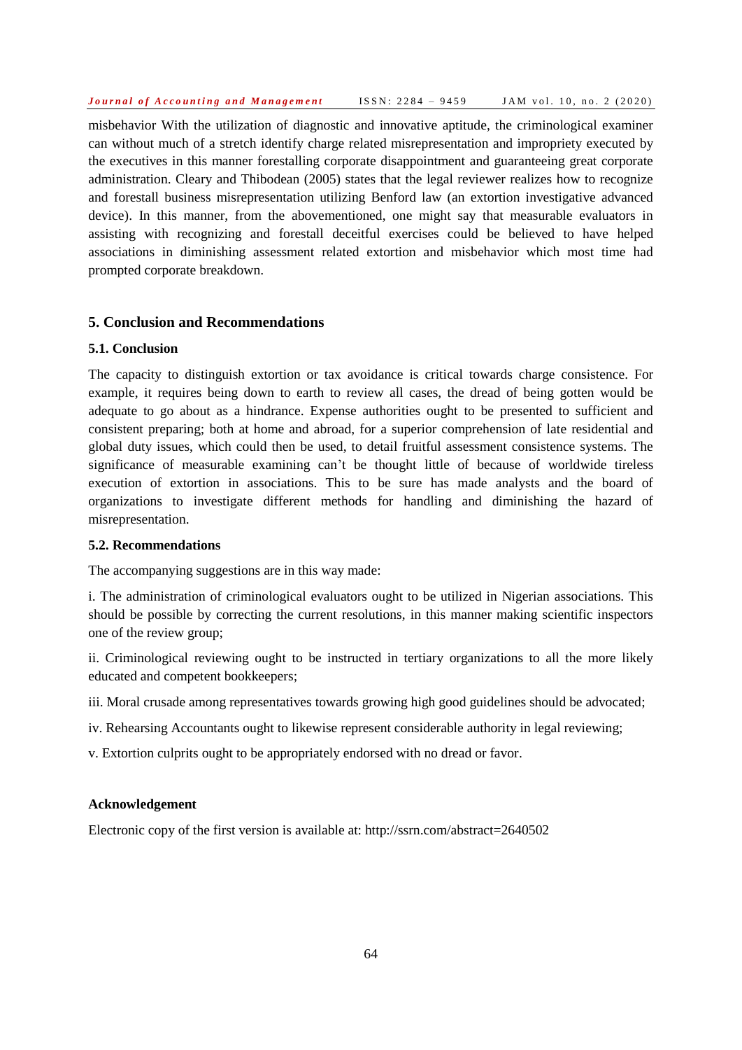misbehavior With the utilization of diagnostic and innovative aptitude, the criminological examiner can without much of a stretch identify charge related misrepresentation and impropriety executed by the executives in this manner forestalling corporate disappointment and guaranteeing great corporate administration. Cleary and Thibodean (2005) states that the legal reviewer realizes how to recognize and forestall business misrepresentation utilizing Benford law (an extortion investigative advanced device). In this manner, from the abovementioned, one might say that measurable evaluators in assisting with recognizing and forestall deceitful exercises could be believed to have helped associations in diminishing assessment related extortion and misbehavior which most time had prompted corporate breakdown.

## 5. Conclusion and Recommendations

### 5.1. Conclusion

The capacity to distinguish extortion or tax avoidance is critical towards charge consistence. For example, it requires being down to earth to review all cases, the dread of being gotten would be adequate to go about as a hindrance. Expense authorities ought to be presented to sufficient and consistent preparing; both at home and abroad, for a superior comprehension of late residential and global duty issues, which could then be used, to detail fruitful assessment consistence systems. The significance of measurable examining can't be thought little of because of worldwide tireless execution of extortion in associations. This to be sure has made analysts and the board of organizations to investigate different methods for handling and diminishing the hazard of misrepresentation.

### 5.2. Recommendations

The accompanying suggestions are in this way made:

i. The administration of criminological evaluators ought to be utilized in Nigerian associations. This should be possible by correcting the current resolutions, in this manner making scientific inspectors one of the review group;

ii. Criminological reviewing ought to be instructed in tertiary organizations to all the more likely educated and competent bookkeepers;

iii. Moral crusade among representatives towards growing high good guidelines should be advocated;

iv. Rehearsing Accountants ought to likewise represent considerable authority in legal reviewing;

v. Extortion culprits ought to be appropriately endorsed with no dread or favor.

#### Acknowledgement

Electronic copy of the first version is available at: http://ssrn.com/abstract=2640502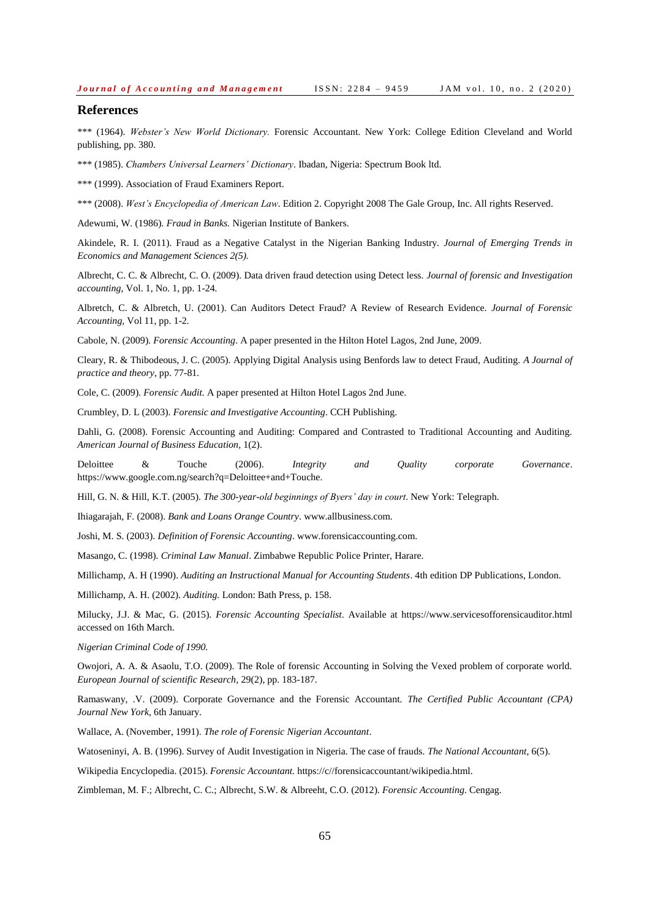## References

*** (1964). *Webster's New World Dictionary.* Forensic Accountant. New York: College Edition Cleveland and World publishing, pp. 380.

*** (1985). *Chambers Universal Learners' Dictionary*. Ibadan, Nigeria: Spectrum Book ltd.

*** (1999). Association of Fraud Examiners Report.

*** (2008). *West's Encyclopedia of American Law*. Edition 2. Copyright 2008 The Gale Group, Inc. All rights Reserved.

Adewumi, W. (1986). *Fraud in Banks.* Nigerian Institute of Bankers.

Akindele, R. I. (2011). Fraud as a Negative Catalyst in the Nigerian Banking Industry. *Journal of Emerging Trends in Economics and Management Sciences 2(5).*

Albrecht, C. C. & Albrecht, C. O. (2009). Data driven fraud detection using Detect less. *Journal of forensic and Investigation accounting,* Vol. 1, No. 1, pp. 1-24.

Albretch, C. & Albretch, U. (2001). Can Auditors Detect Fraud? A Review of Research Evidence. *Journal of Forensic Accounting,* Vol 11, pp. 1-2.

Cabole, N. (2009). *Forensic Accounting*. A paper presented in the Hilton Hotel Lagos, 2nd June, 2009.

Cleary, R. & Thibodeous, J. C. (2005). Applying Digital Analysis using Benfords law to detect Fraud, Auditing. *A Journal of practice and theory*, pp. 77-81.

Cole, C. (2009). *Forensic Audit.* A paper presented at Hilton Hotel Lagos 2nd June.

Crumbley, D. L (2003). *Forensic and Investigative Accounting*. CCH Publishing.

Dahli, G. (2008). Forensic Accounting and Auditing: Compared and Contrasted to Traditional Accounting and Auditing. *American Journal of Business Education,* 1(2).

Deloittee & Touche (2006). *Integrity and Quality corporate Governance*. https://www.google.com.ng/search?q=Deloittee+and+Touche.

Hill, G. N. & Hill, K.T. (2005). *The 300-year-old beginnings of Byers' day in court*. New York: Telegraph.

Ihiagarajah, F. (2008). *Bank and Loans Orange Country*. www.allbusiness.com.

Joshi, M. S. (2003). *Definition of Forensic Accounting*. www.forensicaccounting.com.

Masango, C. (1998). *Criminal Law Manual*. Zimbabwe Republic Police Printer, Harare.

Millichamp, A. H (1990). *Auditing an Instructional Manual for Accounting Students*. 4th edition DP Publications, London.

Millichamp, A. H. (2002). *Auditing.* London: Bath Press, p. 158.

Milucky, J.J. & Mac, G. (2015). *Forensic Accounting Specialist*. Available at https://www.servicesofforensicauditor.html accessed on 16th March.

*Nigerian Criminal Code of 1990.*

Owojori, A. A. & Asaolu, T.O. (2009). The Role of forensic Accounting in Solving the Vexed problem of corporate world. *European Journal of scientific Research*, 29(2), pp. 183-187.

Ramaswany, .V. (2009). Corporate Governance and the Forensic Accountant. *The Certified Public Accountant (CPA) Journal New York*, 6th January.

Wallace, A. (November, 1991). *The role of Forensic Nigerian Accountant*.

Watoseninyi, A. B. (1996). Survey of Audit Investigation in Nigeria. The case of frauds. *The National Accountant*, 6(5).

Wikipedia Encyclopedia. (2015). *Forensic Accountant.* https://c//forensicaccountant/wikipedia.html.

Zimbleman, M. F.; Albrecht, C. C.; Albrecht, S.W. & Albreeht, C.O. (2012). *Forensic Accounting*. Cengag.